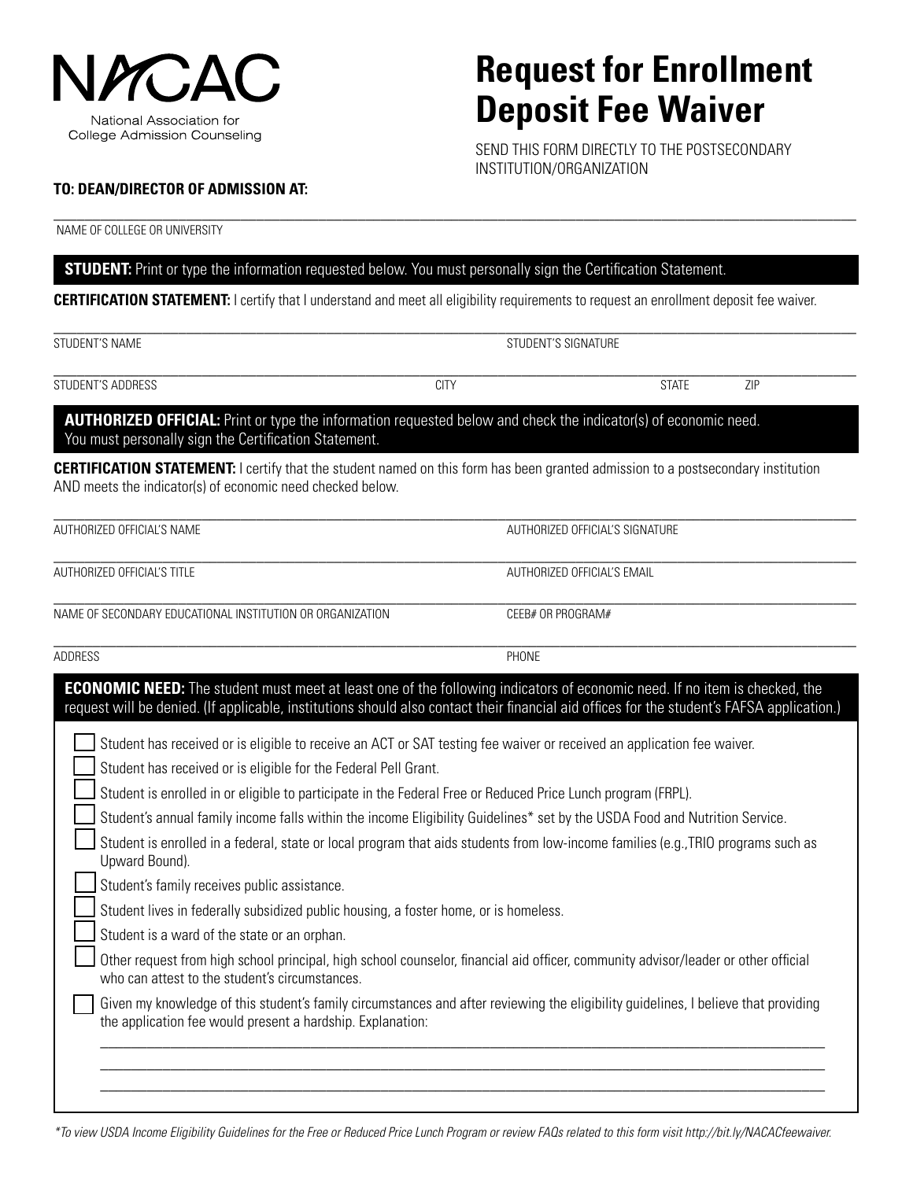NACAC

National Association for College Admission Counseling

# Request for Enrollment Deposit Fee Waiver

SEND THIS FORM DIRECTLY TO THE POSTSECONDARY INSTITUTION/ORGANIZATION

**TO: DEAN/DIRECTOR OF ADMISSION AT:**

_______________________________________________

NAME OF COLLEGE OR UNIVERSITY

**STUDENT:** Print or type the information requested below. You must personally sign the Certification Statement.

**CERTIFICATION STATEMENT:** I certify that I understand and meet all eligibility requirements to request an enrollment deposit fee waiver.

| STUDENT'S NAME | STUDENT'S SIGNATURE | | |
|---|---|---|---|
| STUDENT'S ADDRESS | CITY | STATE | ZIP |

**AUTHORIZED OFFICIAL:** Print or type the information requested below and check the indicator(s) of economic need. You must personally sign the Certification Statement.

**CERTIFICATION STATEMENT:** I certify that the student named on this form has been granted admission to a postsecondary institution AND meets the indicator(s) of economic need checked below.

| | |
|---|---|
| AUTHORIZED OFFICIAL'S NAME | AUTHORIZED OFFICIAL'S SIGNATURE |
| AUTHORIZED OFFICIAL'S TITLE | AUTHORIZED OFFICIAL'S EMAIL |
| NAME OF SECONDARY EDUCATIONAL INSTITUTION OR ORGANIZATION | CEEB# OR PROGRAM# |
| ADDRESS | PHONE |

**ECONOMIC NEED:** The student must meet at least one of the following indicators of economic need. If no item is checked, the request will be denied. (If applicable, institutions should also contact their financial aid offices for the student's FAFSA application.)

- ☐ Student has received or is eligible to receive an ACT or SAT testing fee waiver or received an application fee waiver.
- ☐ Student has received or is eligible for the Federal Pell Grant.
- ☐ Student is enrolled in or eligible to participate in the Federal Free or Reduced Price Lunch program (FRPL).
- ☐ Student's annual family income falls within the income Eligibility Guidelines* set by the USDA Food and Nutrition Service.
- ☐ Student is enrolled in a federal, state or local program that aids students from low-income families (e.g.,TRIO programs such as Upward Bound).
- ☐ Student's family receives public assistance.
- ☐ Student lives in federally subsidized public housing, a foster home, or is homeless.
- ☐ Student is a ward of the state or an orphan.
- ☐ Other request from high school principal, high school counselor, financial aid officer, community advisor/leader or other official who can attest to the student's circumstances.
- ☐ Given my knowledge of this student's family circumstances and after reviewing the eligibility guidelines, I believe that providing the application fee would present a hardship. Explanation:

_______________________________________________

_______________________________________________

_______________________________________________

*\*To view USDA Income Eligibility Guidelines for the Free or Reduced Price Lunch Program or review FAQs related to this form visit http://bit.ly/NACACfeewaiver.*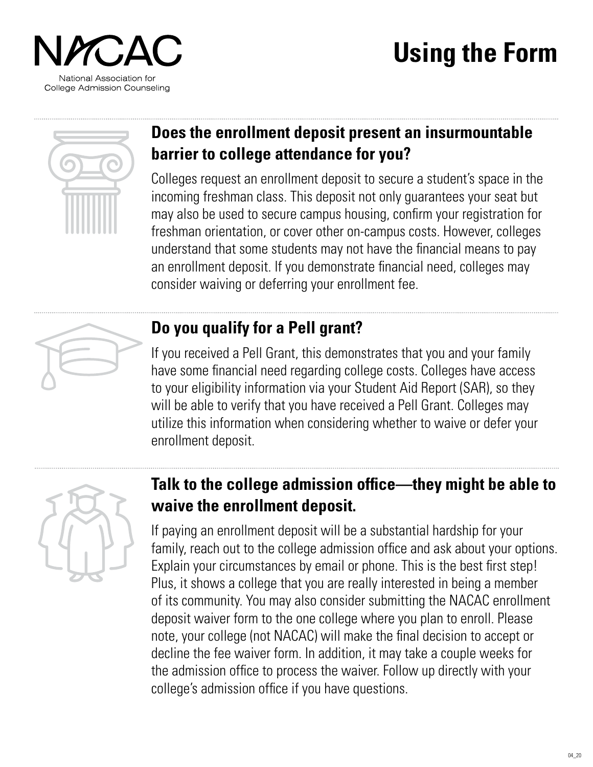NACAC

National Association for College Admission Counseling

# Using the Form

## Does the enrollment deposit present an insurmountable barrier to college attendance for you?

Colleges request an enrollment deposit to secure a student's space in the incoming freshman class. This deposit not only guarantees your seat but may also be used to secure campus housing, confirm your registration for freshman orientation, or cover other on-campus costs. However, colleges understand that some students may not have the financial means to pay an enrollment deposit. If you demonstrate financial need, colleges may consider waiving or deferring your enrollment fee.

## Do you qualify for a Pell grant?

If you received a Pell Grant, this demonstrates that you and your family have some financial need regarding college costs. Colleges have access to your eligibility information via your Student Aid Report (SAR), so they will be able to verify that you have received a Pell Grant. Colleges may utilize this information when considering whether to waive or defer your enrollment deposit.

## Talk to the college admission office—they might be able to waive the enrollment deposit.

If paying an enrollment deposit will be a substantial hardship for your family, reach out to the college admission office and ask about your options. Explain your circumstances by email or phone. This is the best first step! Plus, it shows a college that you are really interested in being a member of its community. You may also consider submitting the NACAC enrollment deposit waiver form to the one college where you plan to enroll. Please note, your college (not NACAC) will make the final decision to accept or decline the fee waiver form. In addition, it may take a couple weeks for the admission office to process the waiver. Follow up directly with your college's admission office if you have questions.

04_20